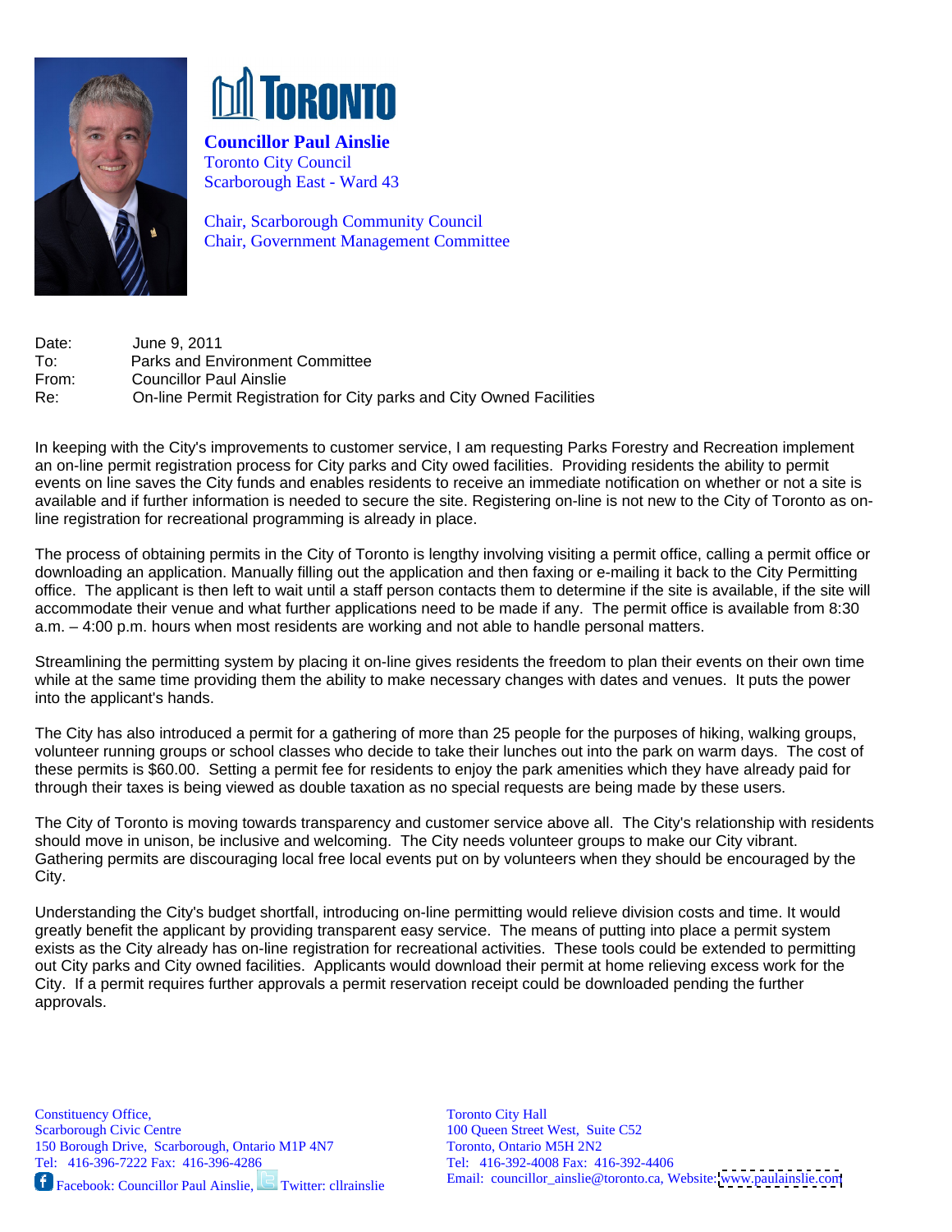**Councillor Paul Ainslie**
Toronto City Council
Scarborough East - Ward 43

Chair, Scarborough Community Council
Chair, Government Management Committee

| | |
|---|---|
| Date: | June 9, 2011 |
| To: | Parks and Environment Committee |
| From: | Councillor Paul Ainslie |
| Re: | On-line Permit Registration for City parks and City Owned Facilities |

In keeping with the City's improvements to customer service, I am requesting Parks Forestry and Recreation implement an on-line permit registration process for City parks and City owed facilities. Providing residents the ability to permit events on line saves the City funds and enables residents to receive an immediate notification on whether or not a site is available and if further information is needed to secure the site. Registering on-line is not new to the City of Toronto as on-line registration for recreational programming is already in place.

The process of obtaining permits in the City of Toronto is lengthy involving visiting a permit office, calling a permit office or downloading an application. Manually filling out the application and then faxing or e-mailing it back to the City Permitting office. The applicant is then left to wait until a staff person contacts them to determine if the site is available, if the site will accommodate their venue and what further applications need to be made if any. The permit office is available from 8:30 a.m. – 4:00 p.m. hours when most residents are working and not able to handle personal matters.

Streamlining the permitting system by placing it on-line gives residents the freedom to plan their events on their own time while at the same time providing them the ability to make necessary changes with dates and venues. It puts the power into the applicant's hands.

The City has also introduced a permit for a gathering of more than 25 people for the purposes of hiking, walking groups, volunteer running groups or school classes who decide to take their lunches out into the park on warm days. The cost of these permits is $60.00. Setting a permit fee for residents to enjoy the park amenities which they have already paid for through their taxes is being viewed as double taxation as no special requests are being made by these users.

The City of Toronto is moving towards transparency and customer service above all. The City's relationship with residents should move in unison, be inclusive and welcoming. The City needs volunteer groups to make our City vibrant. Gathering permits are discouraging local free local events put on by volunteers when they should be encouraged by the City.

Understanding the City's budget shortfall, introducing on-line permitting would relieve division costs and time. It would greatly benefit the applicant by providing transparent easy service. The means of putting into place a permit system exists as the City already has on-line registration for recreational activities. These tools could be extended to permitting out City parks and City owned facilities. Applicants would download their permit at home relieving excess work for the City. If a permit requires further approvals a permit reservation receipt could be downloaded pending the further approvals.

Constituency Office,
Scarborough Civic Centre
150 Borough Drive, Scarborough, Ontario M1P 4N7
Tel: 416-396-7222 Fax: 416-396-4286
Facebook: Councillor Paul Ainslie, Twitter: cllrainslie

Toronto City Hall
100 Queen Street West, Suite C52
Toronto, Ontario M5H 2N2
Tel: 416-392-4008 Fax: 416-392-4406
Email: councillor_ainslie@toronto.ca, Website: www.paulainslie.com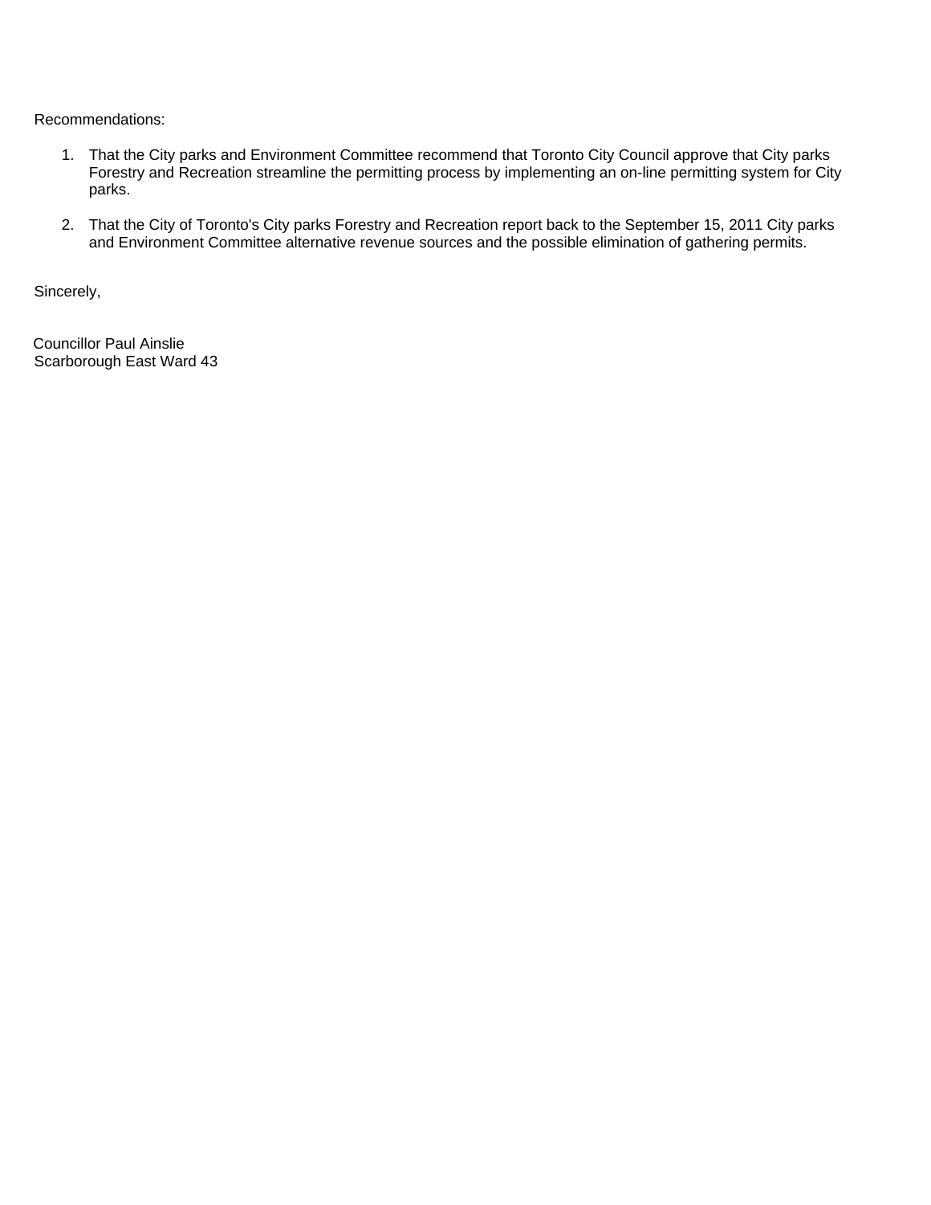Recommendations:

1. That the City parks and Environment Committee recommend that Toronto City Council approve that City parks Forestry and Recreation streamline the permitting process by implementing an on-line permitting system for City parks.

2. That the City of Toronto's City parks Forestry and Recreation report back to the September 15, 2011 City parks and Environment Committee alternative revenue sources and the possible elimination of gathering permits.

Sincerely,

Councillor Paul Ainslie
Scarborough East Ward 43